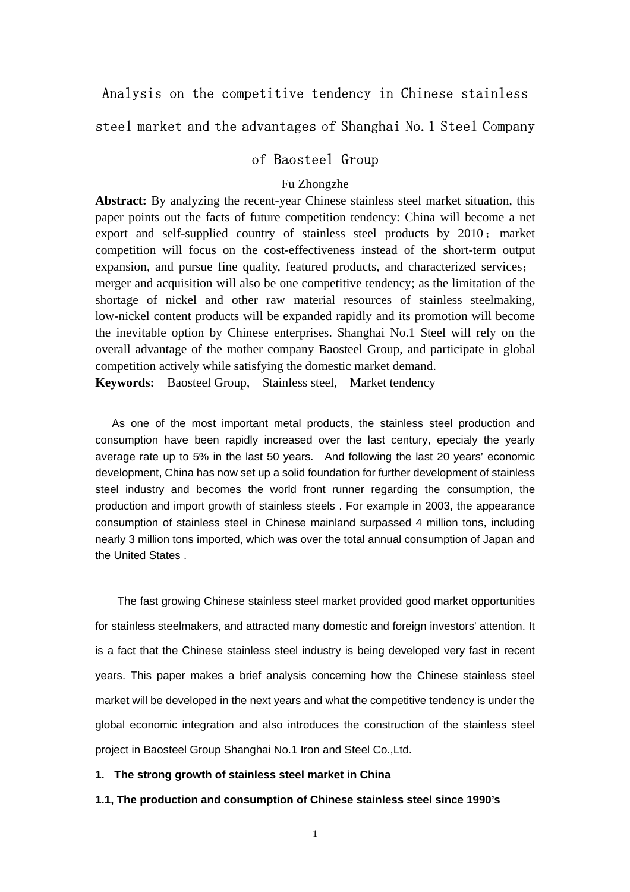# Analysis on the competitive tendency in Chinese stainless steel market and the advantages of Shanghai No.1 Steel Company of Baosteel Group

Fu Zhongzhe

**Abstract:** By analyzing the recent-year Chinese stainless steel market situation, this paper points out the facts of future competition tendency: China will become a net export and self-supplied country of stainless steel products by 2010；market competition will focus on the cost-effectiveness instead of the short-term output expansion, and pursue fine quality, featured products, and characterized services；merger and acquisition will also be one competitive tendency; as the limitation of the shortage of nickel and other raw material resources of stainless steelmaking, low-nickel content products will be expanded rapidly and its promotion will become the inevitable option by Chinese enterprises. Shanghai No.1 Steel will rely on the overall advantage of the mother company Baosteel Group, and participate in global competition actively while satisfying the domestic market demand.

**Keywords:** Baosteel Group, Stainless steel, Market tendency

As one of the most important metal products, the stainless steel production and consumption have been rapidly increased over the last century, epecialy the yearly average rate up to 5% in the last 50 years. And following the last 20 years' economic development, China has now set up a solid foundation for further development of stainless steel industry and becomes the world front runner regarding the consumption, the production and import growth of stainless steels . For example in 2003, the appearance consumption of stainless steel in Chinese mainland surpassed 4 million tons, including nearly 3 million tons imported, which was over the total annual consumption of Japan and the United States .

The fast growing Chinese stainless steel market provided good market opportunities for stainless steelmakers, and attracted many domestic and foreign investors' attention. It is a fact that the Chinese stainless steel industry is being developed very fast in recent years. This paper makes a brief analysis concerning how the Chinese stainless steel market will be developed in the next years and what the competitive tendency is under the global economic integration and also introduces the construction of the stainless steel project in Baosteel Group Shanghai No.1 Iron and Steel Co.,Ltd.

## 1. The strong growth of stainless steel market in China

### 1.1, The production and consumption of Chinese stainless steel since 1990's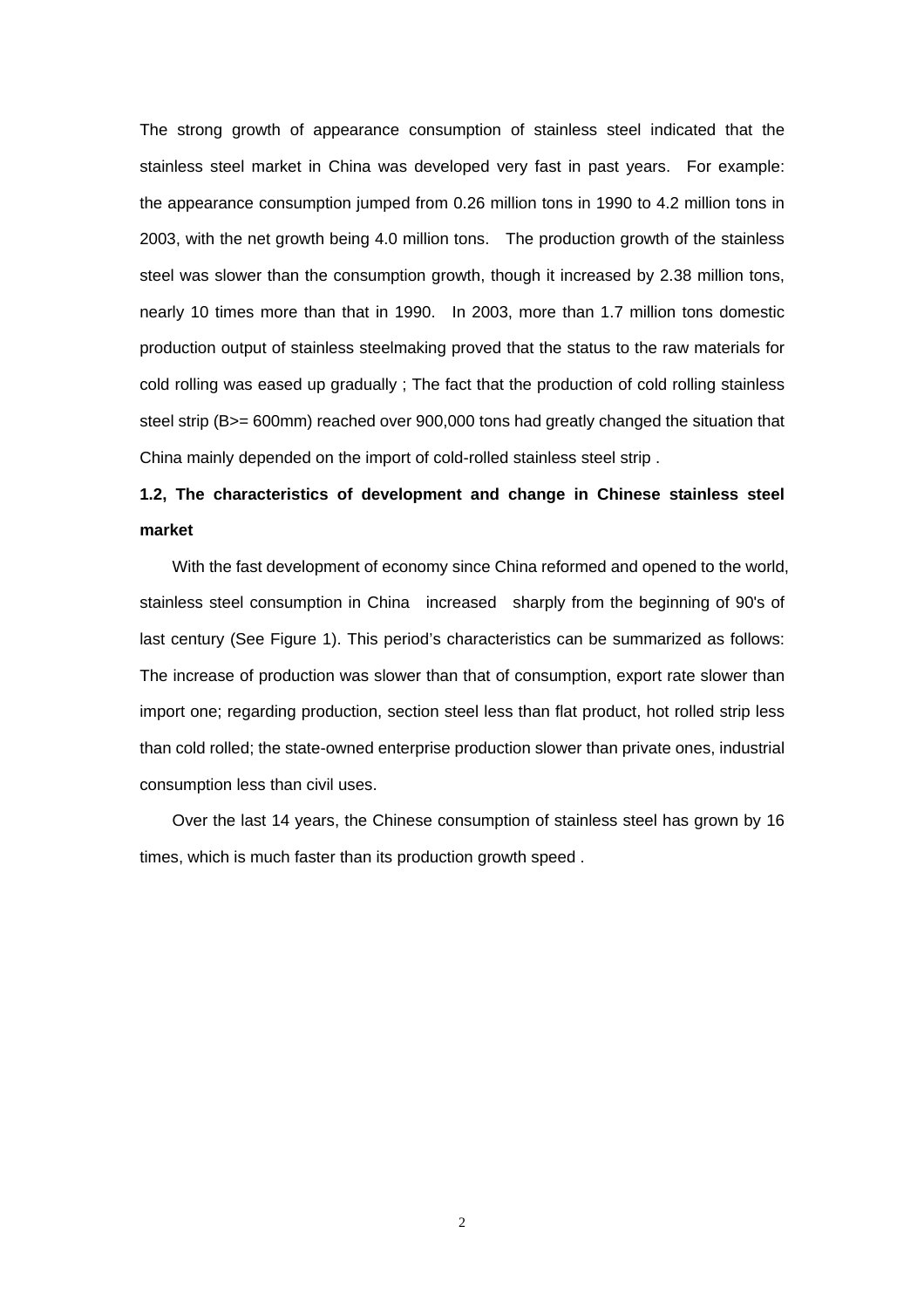The strong growth of appearance consumption of stainless steel indicated that the stainless steel market in China was developed very fast in past years. For example: the appearance consumption jumped from 0.26 million tons in 1990 to 4.2 million tons in 2003, with the net growth being 4.0 million tons. The production growth of the stainless steel was slower than the consumption growth, though it increased by 2.38 million tons, nearly 10 times more than that in 1990. In 2003, more than 1.7 million tons domestic production output of stainless steelmaking proved that the status to the raw materials for cold rolling was eased up gradually ; The fact that the production of cold rolling stainless steel strip (B>= 600mm) reached over 900,000 tons had greatly changed the situation that China mainly depended on the import of cold-rolled stainless steel strip .

**1.2, The characteristics of development and change in Chinese stainless steel market**

With the fast development of economy since China reformed and opened to the world, stainless steel consumption in China increased sharply from the beginning of 90's of last century (See Figure 1). This period's characteristics can be summarized as follows: The increase of production was slower than that of consumption, export rate slower than import one; regarding production, section steel less than flat product, hot rolled strip less than cold rolled; the state-owned enterprise production slower than private ones, industrial consumption less than civil uses.

Over the last 14 years, the Chinese consumption of stainless steel has grown by 16 times, which is much faster than its production growth speed .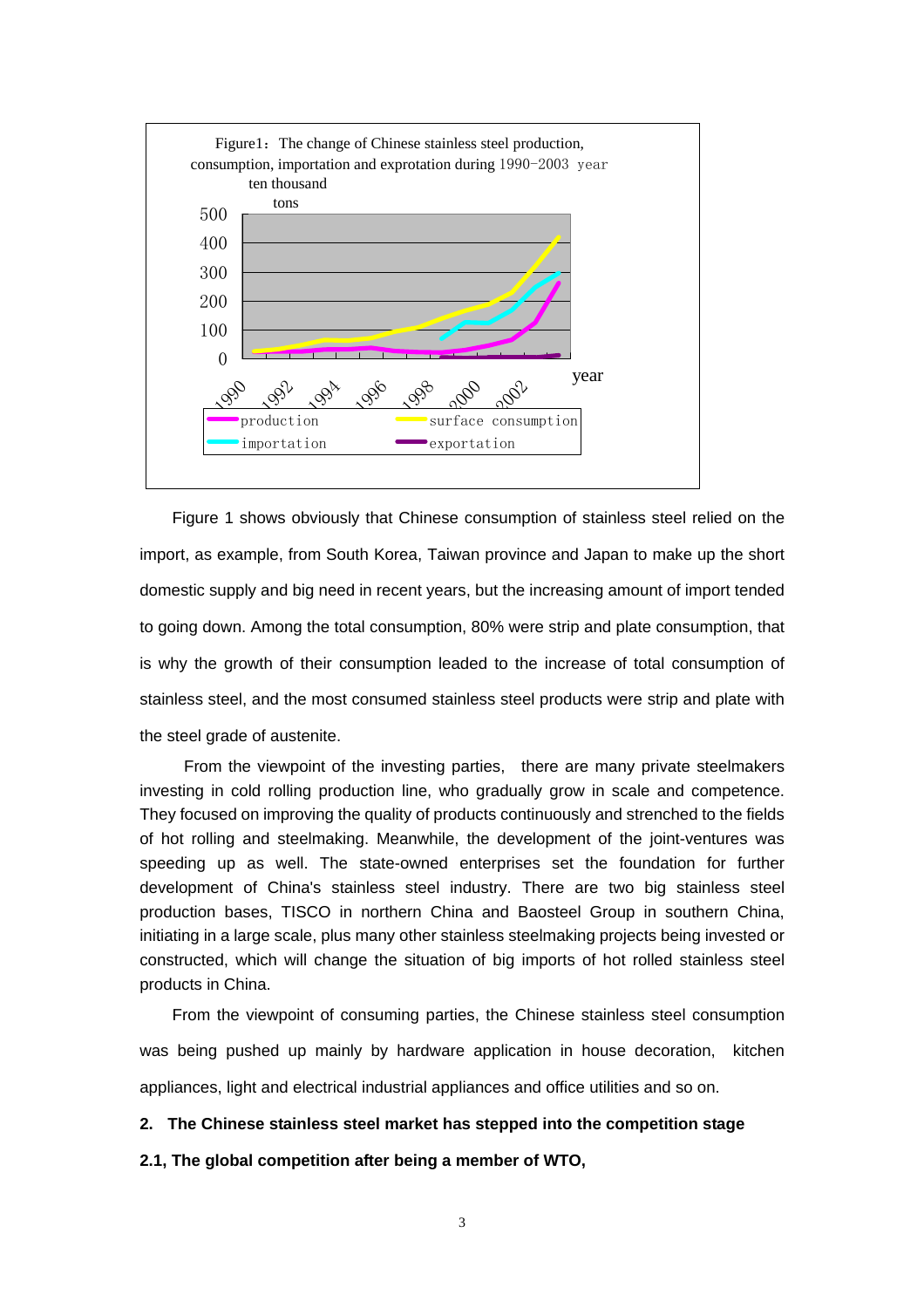Figure1：The change of Chinese stainless steel production, consumption, importation and exprotation during 1990-2003 year

Figure 1 shows obviously that Chinese consumption of stainless steel relied on the import, as example, from South Korea, Taiwan province and Japan to make up the short domestic supply and big need in recent years, but the increasing amount of import tended to going down. Among the total consumption, 80% were strip and plate consumption, that is why the growth of their consumption leaded to the increase of total consumption of stainless steel, and the most consumed stainless steel products were strip and plate with the steel grade of austenite.

From the viewpoint of the investing parties, there are many private steelmakers investing in cold rolling production line, who gradually grow in scale and competence. They focused on improving the quality of products continuously and strenched to the fields of hot rolling and steelmaking. Meanwhile, the development of the joint-ventures was speeding up as well. The state-owned enterprises set the foundation for further development of China's stainless steel industry. There are two big stainless steel production bases, TISCO in northern China and Baosteel Group in southern China, initiating in a large scale, plus many other stainless steelmaking projects being invested or constructed, which will change the situation of big imports of hot rolled stainless steel products in China.

From the viewpoint of consuming parties, the Chinese stainless steel consumption was being pushed up mainly by hardware application in house decoration, kitchen appliances, light and electrical industrial appliances and office utilities and so on.

## 2. The Chinese stainless steel market has stepped into the competition stage

### 2.1, The global competition after being a member of WTO,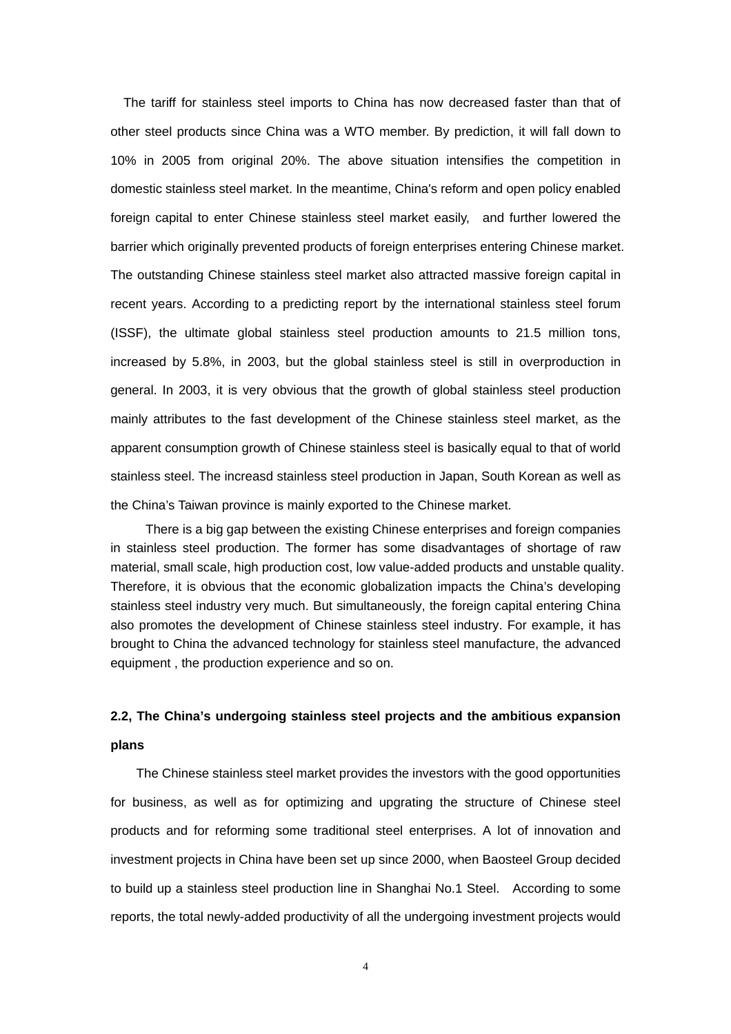The tariff for stainless steel imports to China has now decreased faster than that of other steel products since China was a WTO member. By prediction, it will fall down to 10% in 2005 from original 20%. The above situation intensifies the competition in domestic stainless steel market. In the meantime, China's reform and open policy enabled foreign capital to enter Chinese stainless steel market easily, and further lowered the barrier which originally prevented products of foreign enterprises entering Chinese market. The outstanding Chinese stainless steel market also attracted massive foreign capital in recent years. According to a predicting report by the international stainless steel forum (ISSF), the ultimate global stainless steel production amounts to 21.5 million tons, increased by 5.8%, in 2003, but the global stainless steel is still in overproduction in general. In 2003, it is very obvious that the growth of global stainless steel production mainly attributes to the fast development of the Chinese stainless steel market, as the apparent consumption growth of Chinese stainless steel is basically equal to that of world stainless steel. The increasd stainless steel production in Japan, South Korean as well as the China's Taiwan province is mainly exported to the Chinese market.

There is a big gap between the existing Chinese enterprises and foreign companies in stainless steel production. The former has some disadvantages of shortage of raw material, small scale, high production cost, low value-added products and unstable quality. Therefore, it is obvious that the economic globalization impacts the China's developing stainless steel industry very much. But simultaneously, the foreign capital entering China also promotes the development of Chinese stainless steel industry. For example, it has brought to China the advanced technology for stainless steel manufacture, the advanced equipment , the production experience and so on.

### 2.2, The China's undergoing stainless steel projects and the ambitious expansion plans

The Chinese stainless steel market provides the investors with the good opportunities for business, as well as for optimizing and upgrating the structure of Chinese steel products and for reforming some traditional steel enterprises. A lot of innovation and investment projects in China have been set up since 2000, when Baosteel Group decided to build up a stainless steel production line in Shanghai No.1 Steel. According to some reports, the total newly-added productivity of all the undergoing investment projects would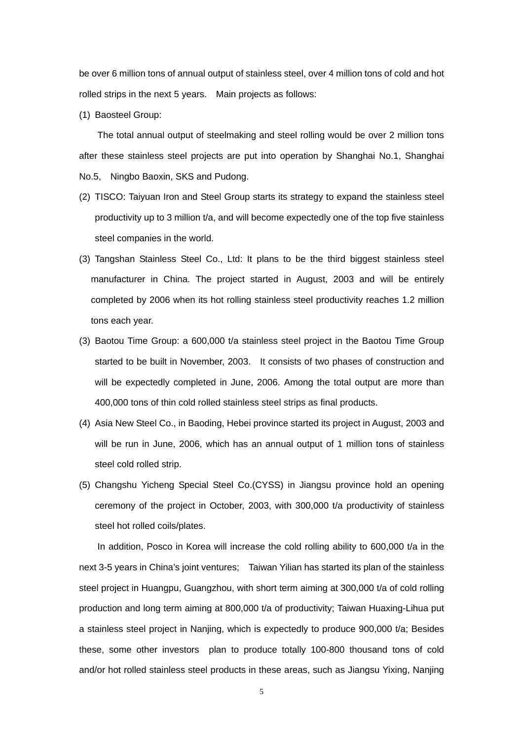be over 6 million tons of annual output of stainless steel, over 4 million tons of cold and hot rolled strips in the next 5 years. Main projects as follows:

(1) Baosteel Group:

The total annual output of steelmaking and steel rolling would be over 2 million tons after these stainless steel projects are put into operation by Shanghai No.1, Shanghai No.5, Ningbo Baoxin, SKS and Pudong.

(2) TISCO: Taiyuan Iron and Steel Group starts its strategy to expand the stainless steel productivity up to 3 million t/a, and will become expectedly one of the top five stainless steel companies in the world.

(3) Tangshan Stainless Steel Co., Ltd: It plans to be the third biggest stainless steel manufacturer in China. The project started in August, 2003 and will be entirely completed by 2006 when its hot rolling stainless steel productivity reaches 1.2 million tons each year.

(3) Baotou Time Group: a 600,000 t/a stainless steel project in the Baotou Time Group started to be built in November, 2003. It consists of two phases of construction and will be expectedly completed in June, 2006. Among the total output are more than 400,000 tons of thin cold rolled stainless steel strips as final products.

(4) Asia New Steel Co., in Baoding, Hebei province started its project in August, 2003 and will be run in June, 2006, which has an annual output of 1 million tons of stainless steel cold rolled strip.

(5) Changshu Yicheng Special Steel Co.(CYSS) in Jiangsu province hold an opening ceremony of the project in October, 2003, with 300,000 t/a productivity of stainless steel hot rolled coils/plates.

In addition, Posco in Korea will increase the cold rolling ability to 600,000 t/a in the next 3-5 years in China's joint ventures; Taiwan Yilian has started its plan of the stainless steel project in Huangpu, Guangzhou, with short term aiming at 300,000 t/a of cold rolling production and long term aiming at 800,000 t/a of productivity; Taiwan Huaxing-Lihua put a stainless steel project in Nanjing, which is expectedly to produce 900,000 t/a; Besides these, some other investors plan to produce totally 100-800 thousand tons of cold and/or hot rolled stainless steel products in these areas, such as Jiangsu Yixing, Nanjing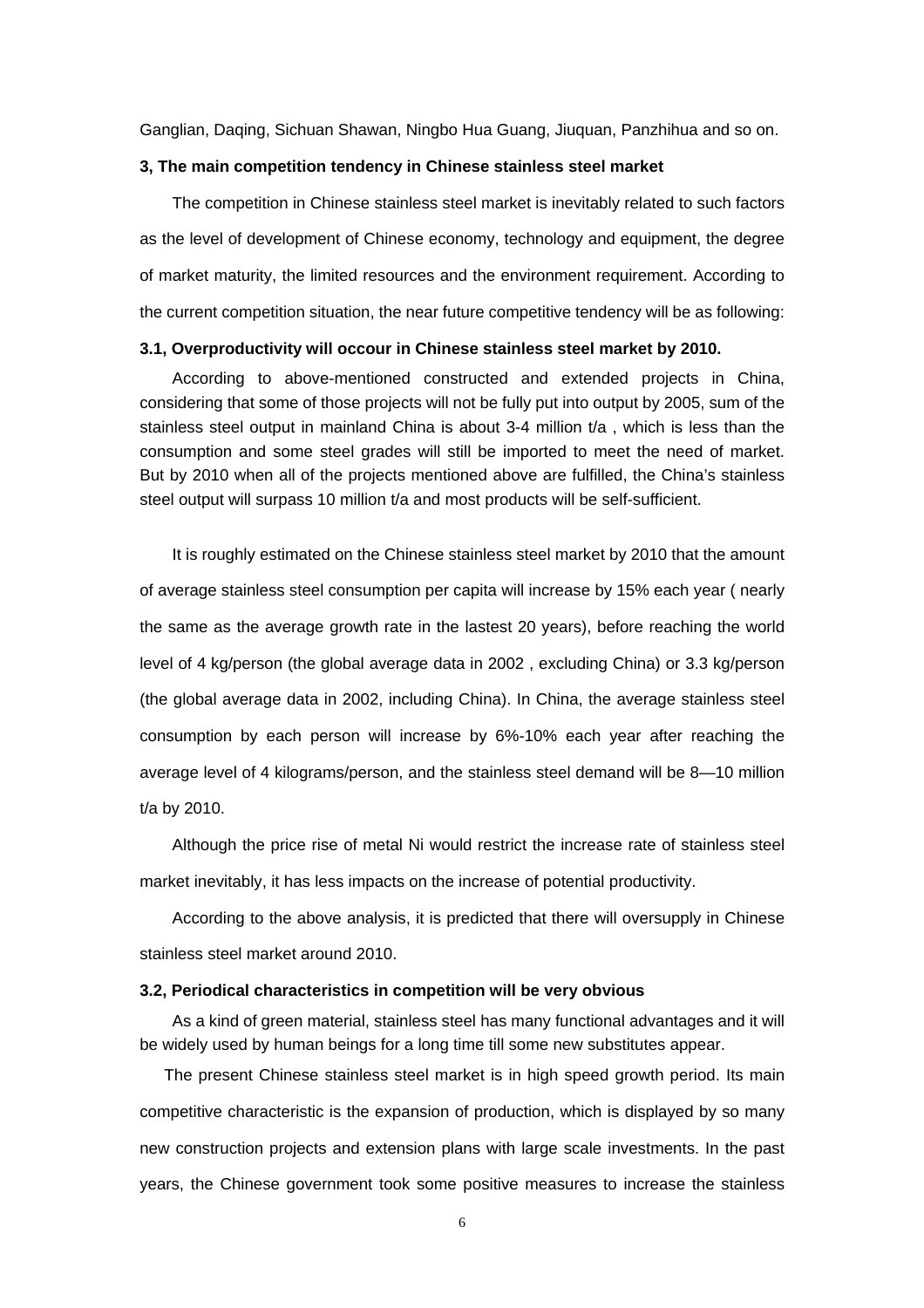Ganglian, Daqing, Sichuan Shawan, Ningbo Hua Guang, Jiuquan, Panzhihua and so on.

**3, The main competition tendency in Chinese stainless steel market**

The competition in Chinese stainless steel market is inevitably related to such factors as the level of development of Chinese economy, technology and equipment, the degree of market maturity, the limited resources and the environment requirement. According to the current competition situation, the near future competitive tendency will be as following:

**3.1, Overproductivity will occour in Chinese stainless steel market by 2010.**

According to above-mentioned constructed and extended projects in China, considering that some of those projects will not be fully put into output by 2005, sum of the stainless steel output in mainland China is about 3-4 million t/a , which is less than the consumption and some steel grades will still be imported to meet the need of market. But by 2010 when all of the projects mentioned above are fulfilled, the China's stainless steel output will surpass 10 million t/a and most products will be self-sufficient.

It is roughly estimated on the Chinese stainless steel market by 2010 that the amount of average stainless steel consumption per capita will increase by 15% each year ( nearly the same as the average growth rate in the lastest 20 years), before reaching the world level of 4 kg/person (the global average data in 2002 , excluding China) or 3.3 kg/person (the global average data in 2002, including China). In China, the average stainless steel consumption by each person will increase by 6%-10% each year after reaching the average level of 4 kilograms/person, and the stainless steel demand will be 8—10 million t/a by 2010.

Although the price rise of metal Ni would restrict the increase rate of stainless steel market inevitably, it has less impacts on the increase of potential productivity.

According to the above analysis, it is predicted that there will oversupply in Chinese stainless steel market around 2010.

**3.2, Periodical characteristics in competition will be very obvious**

As a kind of green material, stainless steel has many functional advantages and it will be widely used by human beings for a long time till some new substitutes appear.

The present Chinese stainless steel market is in high speed growth period. Its main competitive characteristic is the expansion of production, which is displayed by so many new construction projects and extension plans with large scale investments. In the past years, the Chinese government took some positive measures to increase the stainless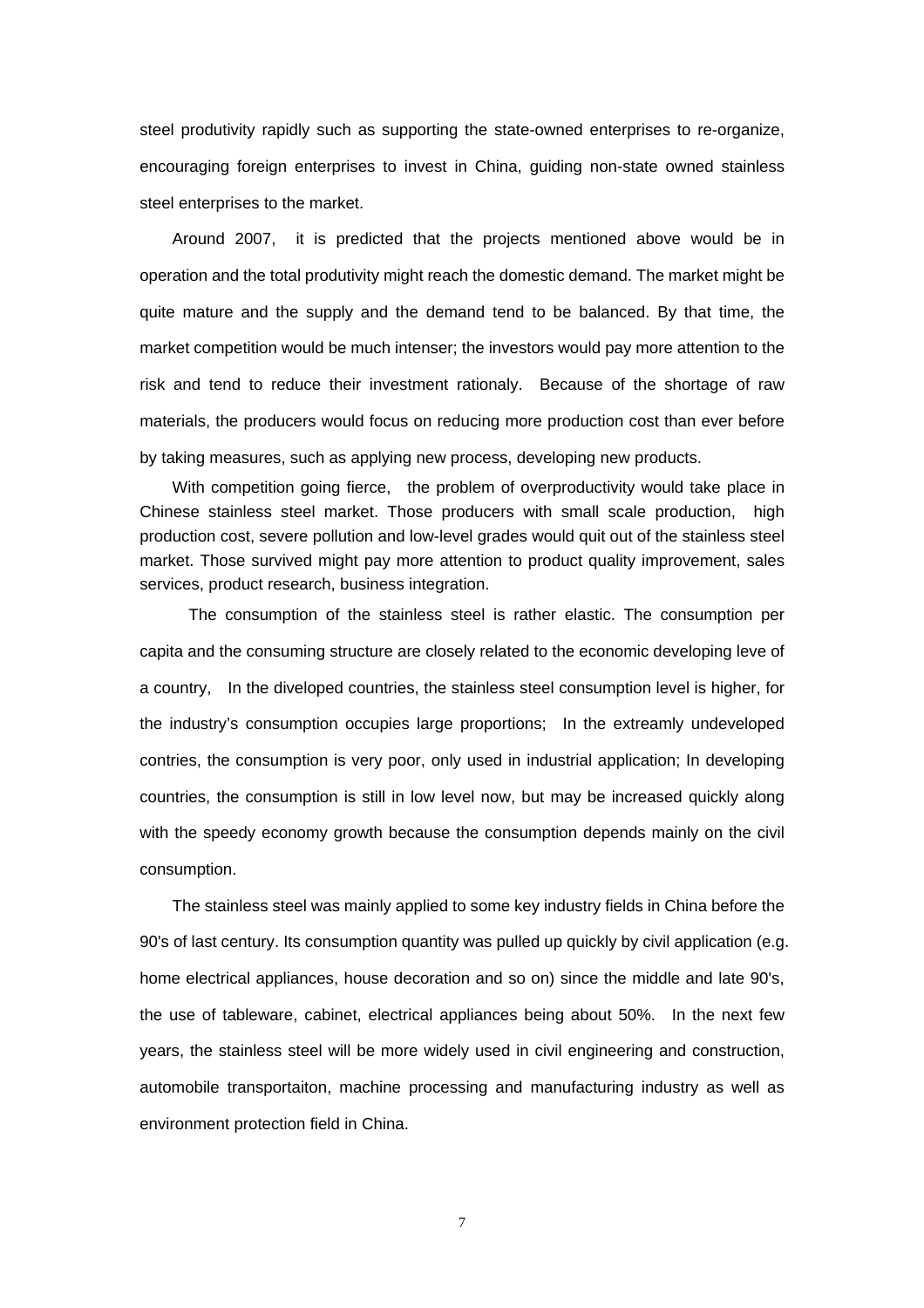steel produtivity rapidly such as supporting the state-owned enterprises to re-organize, encouraging foreign enterprises to invest in China, guiding non-state owned stainless steel enterprises to the market.

Around 2007, it is predicted that the projects mentioned above would be in operation and the total produtivity might reach the domestic demand. The market might be quite mature and the supply and the demand tend to be balanced. By that time, the market competition would be much intenser; the investors would pay more attention to the risk and tend to reduce their investment rationaly. Because of the shortage of raw materials, the producers would focus on reducing more production cost than ever before by taking measures, such as applying new process, developing new products.

With competition going fierce, the problem of overproductivity would take place in Chinese stainless steel market. Those producers with small scale production, high production cost, severe pollution and low-level grades would quit out of the stainless steel market. Those survived might pay more attention to product quality improvement, sales services, product research, business integration.

The consumption of the stainless steel is rather elastic. The consumption per capita and the consuming structure are closely related to the economic developing leve of a country, In the diveloped countries, the stainless steel consumption level is higher, for the industry's consumption occupies large proportions; In the extreamly undeveloped contries, the consumption is very poor, only used in industrial application; In developing countries, the consumption is still in low level now, but may be increased quickly along with the speedy economy growth because the consumption depends mainly on the civil consumption.

The stainless steel was mainly applied to some key industry fields in China before the 90's of last century. Its consumption quantity was pulled up quickly by civil application (e.g. home electrical appliances, house decoration and so on) since the middle and late 90's, the use of tableware, cabinet, electrical appliances being about 50%. In the next few years, the stainless steel will be more widely used in civil engineering and construction, automobile transportaiton, machine processing and manufacturing industry as well as environment protection field in China.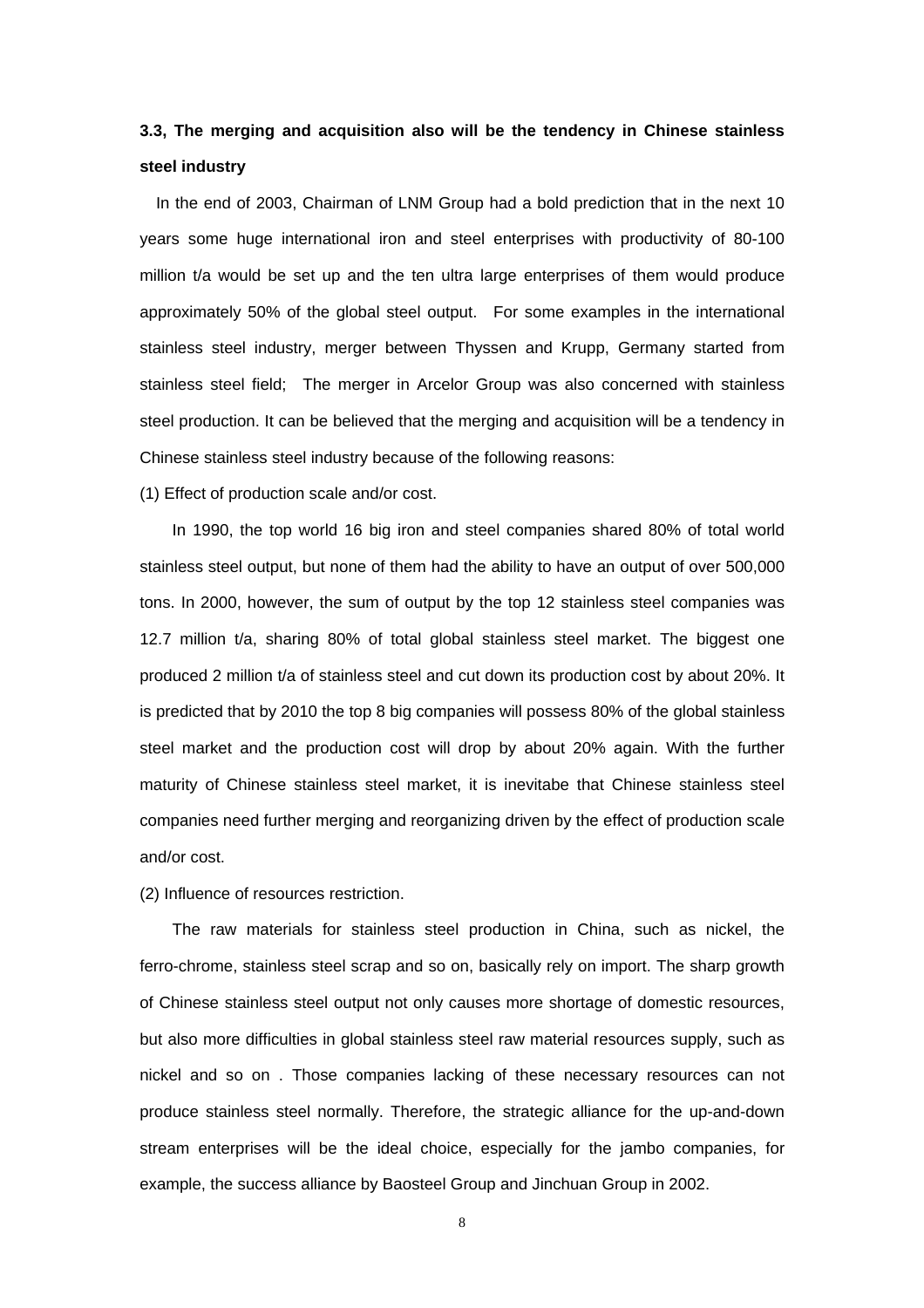**3.3, The merging and acquisition also will be the tendency in Chinese stainless steel industry**

In the end of 2003, Chairman of LNM Group had a bold prediction that in the next 10 years some huge international iron and steel enterprises with productivity of 80-100 million t/a would be set up and the ten ultra large enterprises of them would produce approximately 50% of the global steel output. For some examples in the international stainless steel industry, merger between Thyssen and Krupp, Germany started from stainless steel field; The merger in Arcelor Group was also concerned with stainless steel production. It can be believed that the merging and acquisition will be a tendency in Chinese stainless steel industry because of the following reasons:

(1) Effect of production scale and/or cost.

In 1990, the top world 16 big iron and steel companies shared 80% of total world stainless steel output, but none of them had the ability to have an output of over 500,000 tons. In 2000, however, the sum of output by the top 12 stainless steel companies was 12.7 million t/a, sharing 80% of total global stainless steel market. The biggest one produced 2 million t/a of stainless steel and cut down its production cost by about 20%. It is predicted that by 2010 the top 8 big companies will possess 80% of the global stainless steel market and the production cost will drop by about 20% again. With the further maturity of Chinese stainless steel market, it is inevitabe that Chinese stainless steel companies need further merging and reorganizing driven by the effect of production scale and/or cost.

(2) Influence of resources restriction.

The raw materials for stainless steel production in China, such as nickel, the ferro-chrome, stainless steel scrap and so on, basically rely on import. The sharp growth of Chinese stainless steel output not only causes more shortage of domestic resources, but also more difficulties in global stainless steel raw material resources supply, such as nickel and so on . Those companies lacking of these necessary resources can not produce stainless steel normally. Therefore, the strategic alliance for the up-and-down stream enterprises will be the ideal choice, especially for the jambo companies, for example, the success alliance by Baosteel Group and Jinchuan Group in 2002.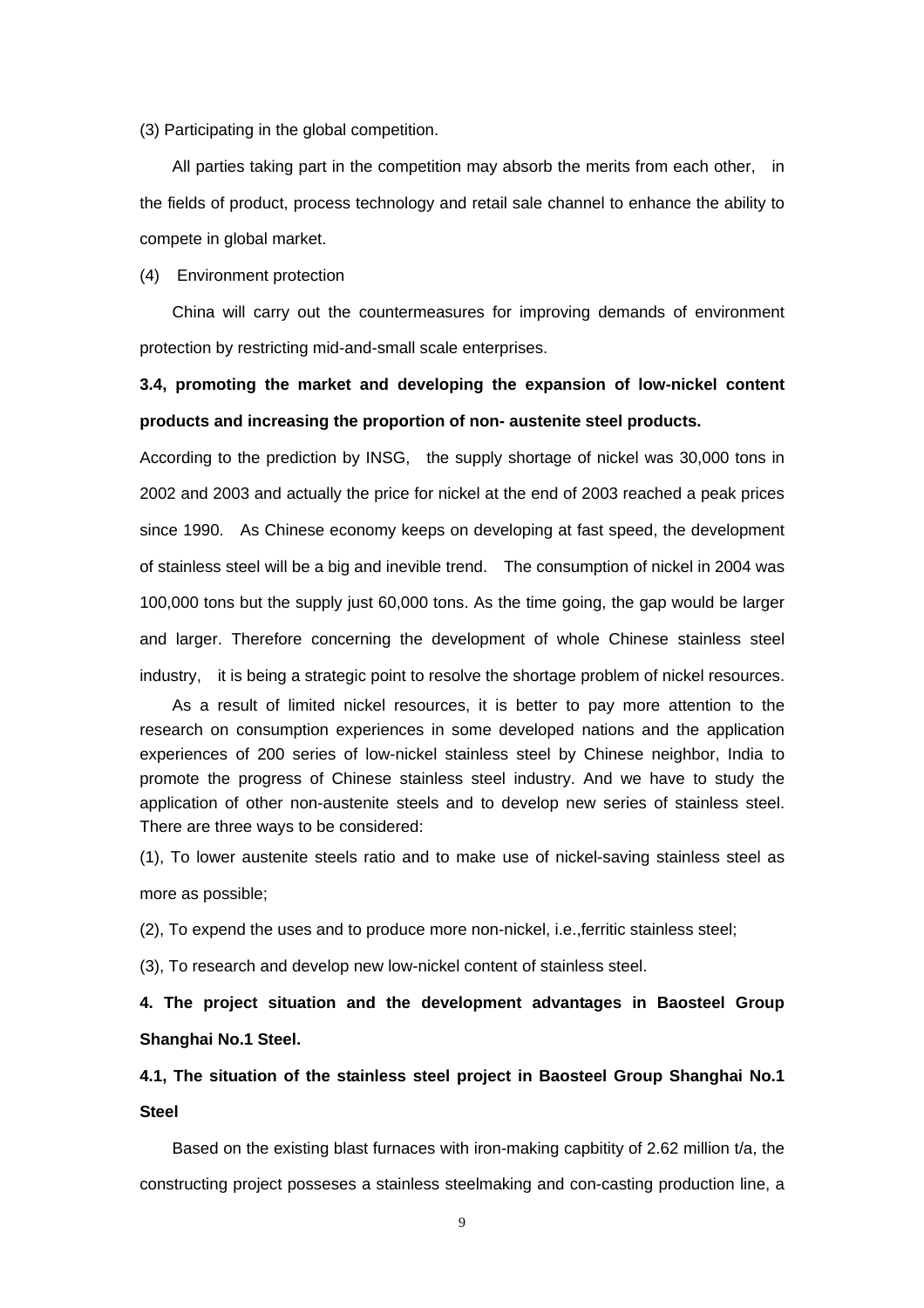(3) Participating in the global competition.

All parties taking part in the competition may absorb the merits from each other, in the fields of product, process technology and retail sale channel to enhance the ability to compete in global market.

(4) Environment protection

China will carry out the countermeasures for improving demands of environment protection by restricting mid-and-small scale enterprises.

**3.4, promoting the market and developing the expansion of low-nickel content products and increasing the proportion of non- austenite steel products.**

According to the prediction by INSG, the supply shortage of nickel was 30,000 tons in 2002 and 2003 and actually the price for nickel at the end of 2003 reached a peak prices since 1990. As Chinese economy keeps on developing at fast speed, the development of stainless steel will be a big and inevible trend. The consumption of nickel in 2004 was 100,000 tons but the supply just 60,000 tons. As the time going, the gap would be larger and larger. Therefore concerning the development of whole Chinese stainless steel industry, it is being a strategic point to resolve the shortage problem of nickel resources.

As a result of limited nickel resources, it is better to pay more attention to the research on consumption experiences in some developed nations and the application experiences of 200 series of low-nickel stainless steel by Chinese neighbor, India to promote the progress of Chinese stainless steel industry. And we have to study the application of other non-austenite steels and to develop new series of stainless steel. There are three ways to be considered:

(1), To lower austenite steels ratio and to make use of nickel-saving stainless steel as more as possible;

(2), To expend the uses and to produce more non-nickel, i.e.,ferritic stainless steel;

(3), To research and develop new low-nickel content of stainless steel.

**4. The project situation and the development advantages in Baosteel Group Shanghai No.1 Steel.**

**4.1, The situation of the stainless steel project in Baosteel Group Shanghai No.1 Steel**

Based on the existing blast furnaces with iron-making capbitity of 2.62 million t/a, the constructing project posseses a stainless steelmaking and con-casting production line, a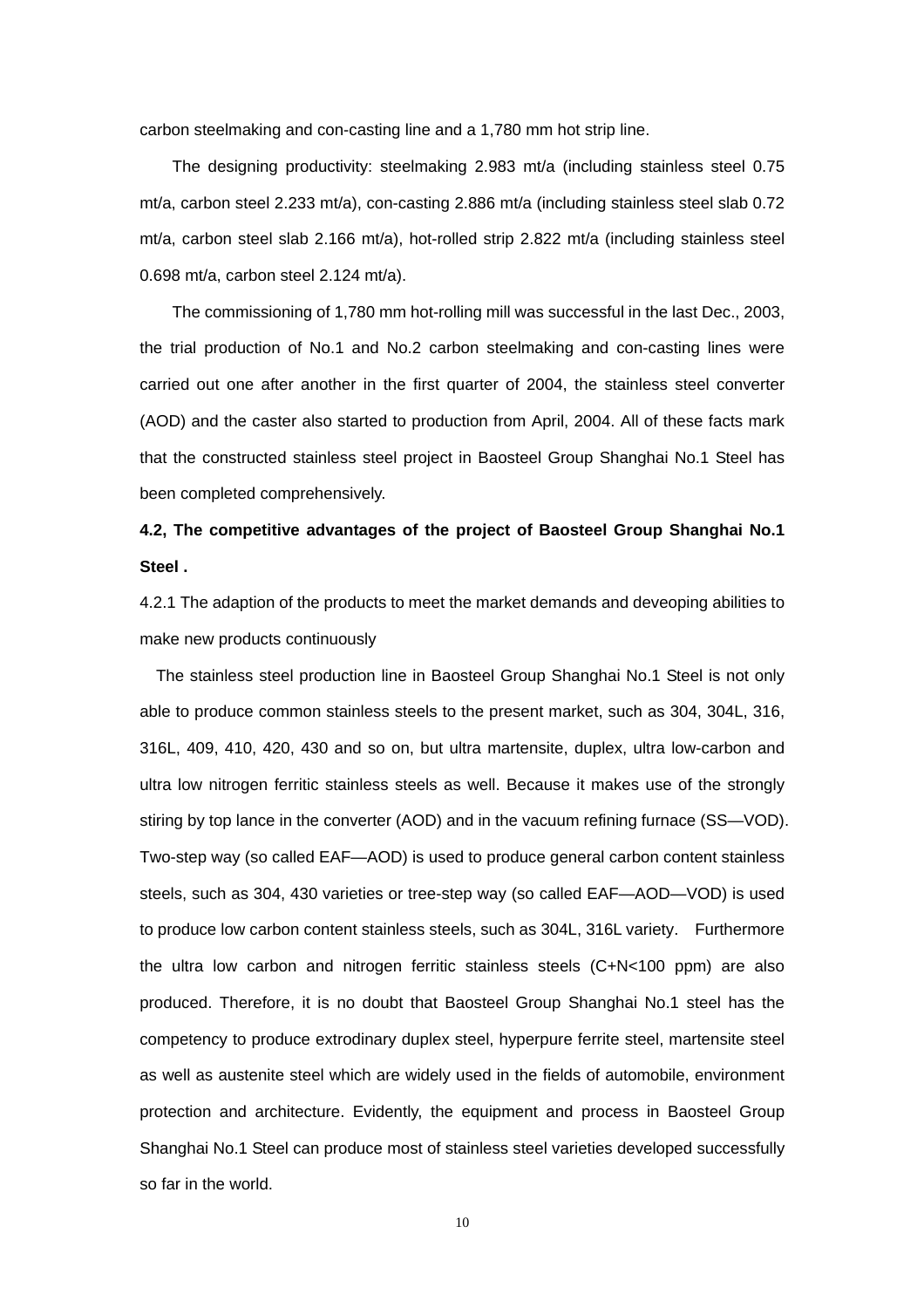carbon steelmaking and con-casting line and a 1,780 mm hot strip line.

The designing productivity: steelmaking 2.983 mt/a (including stainless steel 0.75 mt/a, carbon steel 2.233 mt/a), con-casting 2.886 mt/a (including stainless steel slab 0.72 mt/a, carbon steel slab 2.166 mt/a), hot-rolled strip 2.822 mt/a (including stainless steel 0.698 mt/a, carbon steel 2.124 mt/a).

The commissioning of 1,780 mm hot-rolling mill was successful in the last Dec., 2003, the trial production of No.1 and No.2 carbon steelmaking and con-casting lines were carried out one after another in the first quarter of 2004, the stainless steel converter (AOD) and the caster also started to production from April, 2004. All of these facts mark that the constructed stainless steel project in Baosteel Group Shanghai No.1 Steel has been completed comprehensively.

**4.2, The competitive advantages of the project of Baosteel Group Shanghai No.1 Steel .**

4.2.1 The adaption of the products to meet the market demands and deveoping abilities to make new products continuously

The stainless steel production line in Baosteel Group Shanghai No.1 Steel is not only able to produce common stainless steels to the present market, such as 304, 304L, 316, 316L, 409, 410, 420, 430 and so on, but ultra martensite, duplex, ultra low-carbon and ultra low nitrogen ferritic stainless steels as well. Because it makes use of the strongly stiring by top lance in the converter (AOD) and in the vacuum refining furnace (SS—VOD). Two-step way (so called EAF—AOD) is used to produce general carbon content stainless steels, such as 304, 430 varieties or tree-step way (so called EAF—AOD—VOD) is used to produce low carbon content stainless steels, such as 304L, 316L variety. Furthermore the ultra low carbon and nitrogen ferritic stainless steels (C+N<100 ppm) are also produced. Therefore, it is no doubt that Baosteel Group Shanghai No.1 steel has the competency to produce extrodinary duplex steel, hyperpure ferrite steel, martensite steel as well as austenite steel which are widely used in the fields of automobile, environment protection and architecture. Evidently, the equipment and process in Baosteel Group Shanghai No.1 Steel can produce most of stainless steel varieties developed successfully so far in the world.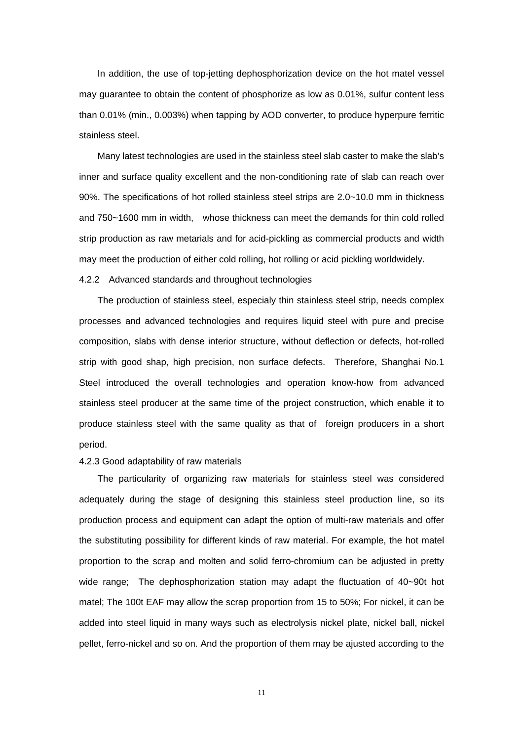In addition, the use of top-jetting dephosphorization device on the hot matel vessel may guarantee to obtain the content of phosphorize as low as 0.01%, sulfur content less than 0.01% (min., 0.003%) when tapping by AOD converter, to produce hyperpure ferritic stainless steel.

Many latest technologies are used in the stainless steel slab caster to make the slab's inner and surface quality excellent and the non-conditioning rate of slab can reach over 90%. The specifications of hot rolled stainless steel strips are 2.0~10.0 mm in thickness and 750~1600 mm in width, whose thickness can meet the demands for thin cold rolled strip production as raw metarials and for acid-pickling as commercial products and width may meet the production of either cold rolling, hot rolling or acid pickling worldwidely.

### 4.2.2 Advanced standards and throughout technologies

The production of stainless steel, especialy thin stainless steel strip, needs complex processes and advanced technologies and requires liquid steel with pure and precise composition, slabs with dense interior structure, without deflection or defects, hot-rolled strip with good shap, high precision, non surface defects. Therefore, Shanghai No.1 Steel introduced the overall technologies and operation know-how from advanced stainless steel producer at the same time of the project construction, which enable it to produce stainless steel with the same quality as that of foreign producers in a short period.

### 4.2.3 Good adaptability of raw materials

The particularity of organizing raw materials for stainless steel was considered adequately during the stage of designing this stainless steel production line, so its production process and equipment can adapt the option of multi-raw materials and offer the substituting possibility for different kinds of raw material. For example, the hot matel proportion to the scrap and molten and solid ferro-chromium can be adjusted in pretty wide range; The dephosphorization station may adapt the fluctuation of 40~90t hot matel; The 100t EAF may allow the scrap proportion from 15 to 50%; For nickel, it can be added into steel liquid in many ways such as electrolysis nickel plate, nickel ball, nickel pellet, ferro-nickel and so on. And the proportion of them may be ajusted according to the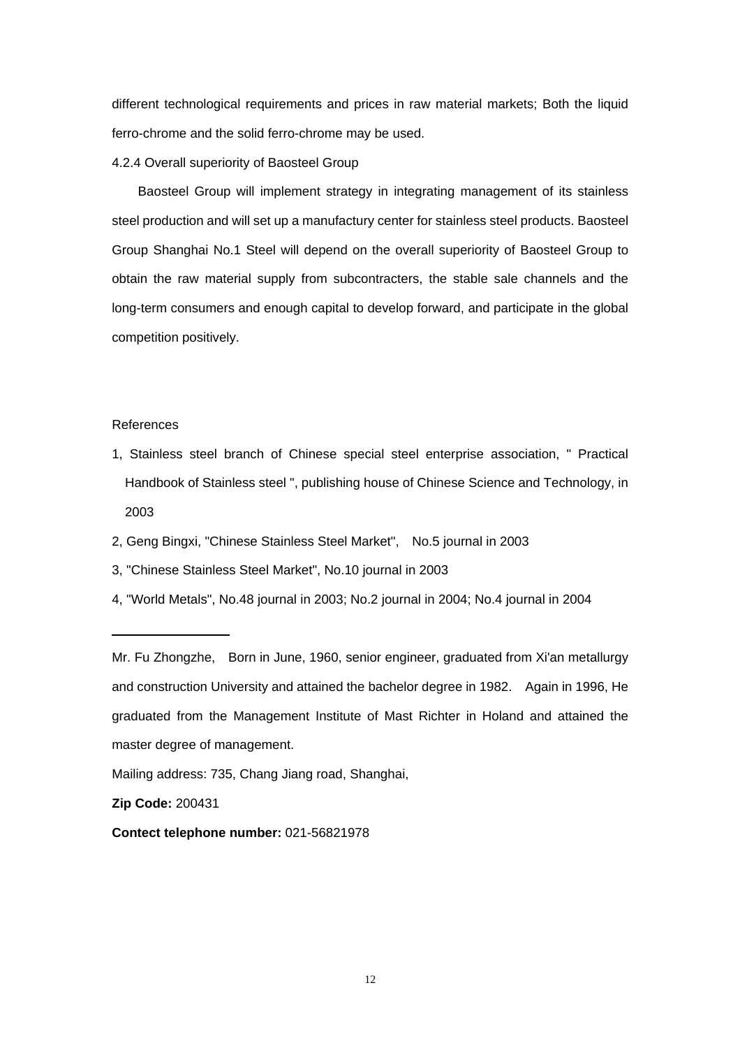different technological requirements and prices in raw material markets; Both the liquid ferro-chrome and the solid ferro-chrome may be used.

#### 4.2.4 Overall superiority of Baosteel Group

Baosteel Group will implement strategy in integrating management of its stainless steel production and will set up a manufactury center for stainless steel products. Baosteel Group Shanghai No.1 Steel will depend on the overall superiority of Baosteel Group to obtain the raw material supply from subcontracters, the stable sale channels and the long-term consumers and enough capital to develop forward, and participate in the global competition positively.

## References

1, Stainless steel branch of Chinese special steel enterprise association, " Practical Handbook of Stainless steel ", publishing house of Chinese Science and Technology, in 2003

2, Geng Bingxi, "Chinese Stainless Steel Market", No.5 journal in 2003

3, "Chinese Stainless Steel Market", No.10 journal in 2003

4, "World Metals", No.48 journal in 2003; No.2 journal in 2004; No.4 journal in 2004

---

Mr. Fu Zhongzhe, Born in June, 1960, senior engineer, graduated from Xi'an metallurgy and construction University and attained the bachelor degree in 1982. Again in 1996, He graduated from the Management Institute of Mast Richter in Holand and attained the master degree of management.

Mailing address: 735, Chang Jiang road, Shanghai,

**Zip Code:** 200431

**Contect telephone number:** 021-56821978